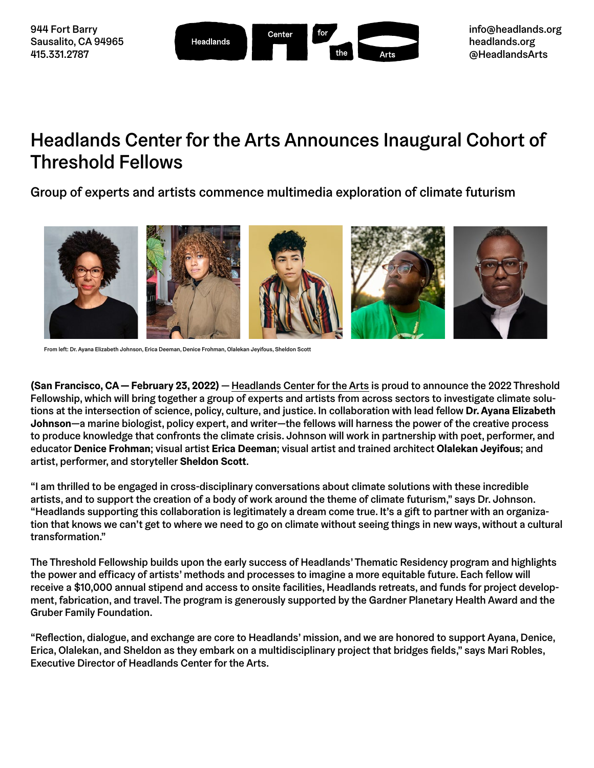944 Fort Barry
Sausalito, CA 94965
415.331.2787

Headlands Center for the Arts

info@headlands.org
headlands.org
@HeadlandsArts

# Headlands Center for the Arts Announces Inaugural Cohort of Threshold Fellows

## Group of experts and artists commence multimedia exploration of climate futurism

From left: Dr. Ayana Elizabeth Johnson, Erica Deeman, Denice Frohman, Olalekan Jeyifous, Sheldon Scott

**(San Francisco, CA — February 23, 2022)** — Headlands Center for the Arts is proud to announce the 2022 Threshold Fellowship, which will bring together a group of experts and artists from across sectors to investigate climate solutions at the intersection of science, policy, culture, and justice. In collaboration with lead fellow **Dr. Ayana Elizabeth Johnson**—a marine biologist, policy expert, and writer—the fellows will harness the power of the creative process to produce knowledge that confronts the climate crisis. Johnson will work in partnership with poet, performer, and educator **Denice Frohman**; visual artist **Erica Deeman**; visual artist and trained architect **Olalekan Jeyifous**; and artist, performer, and storyteller **Sheldon Scott**.

"I am thrilled to be engaged in cross-disciplinary conversations about climate solutions with these incredible artists, and to support the creation of a body of work around the theme of climate futurism," says Dr. Johnson. "Headlands supporting this collaboration is legitimately a dream come true. It's a gift to partner with an organization that knows we can't get to where we need to go on climate without seeing things in new ways, without a cultural transformation."

The Threshold Fellowship builds upon the early success of Headlands' Thematic Residency program and highlights the power and efficacy of artists' methods and processes to imagine a more equitable future. Each fellow will receive a $10,000 annual stipend and access to onsite facilities, Headlands retreats, and funds for project development, fabrication, and travel. The program is generously supported by the Gardner Planetary Health Award and the Gruber Family Foundation.

"Reflection, dialogue, and exchange are core to Headlands' mission, and we are honored to support Ayana, Denice, Erica, Olalekan, and Sheldon as they embark on a multidisciplinary project that bridges fields," says Mari Robles, Executive Director of Headlands Center for the Arts.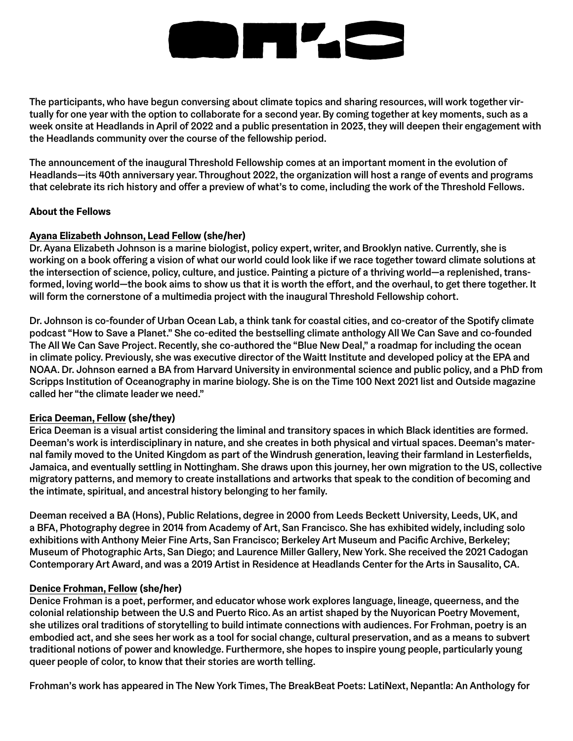The participants, who have begun conversing about climate topics and sharing resources, will work together virtually for one year with the option to collaborate for a second year. By coming together at key moments, such as a week onsite at Headlands in April of 2022 and a public presentation in 2023, they will deepen their engagement with the Headlands community over the course of the fellowship period.

The announcement of the inaugural Threshold Fellowship comes at an important moment in the evolution of Headlands—its 40th anniversary year. Throughout 2022, the organization will host a range of events and programs that celebrate its rich history and offer a preview of what's to come, including the work of the Threshold Fellows.

**About the Fellows**

**Ayana Elizabeth Johnson, Lead Fellow (she/her)**
Dr. Ayana Elizabeth Johnson is a marine biologist, policy expert, writer, and Brooklyn native. Currently, she is working on a book offering a vision of what our world could look like if we race together toward climate solutions at the intersection of science, policy, culture, and justice. Painting a picture of a thriving world—a replenished, transformed, loving world—the book aims to show us that it is worth the effort, and the overhaul, to get there together. It will form the cornerstone of a multimedia project with the inaugural Threshold Fellowship cohort.

Dr. Johnson is co-founder of Urban Ocean Lab, a think tank for coastal cities, and co-creator of the Spotify climate podcast "How to Save a Planet." She co-edited the bestselling climate anthology All We Can Save and co-founded The All We Can Save Project. Recently, she co-authored the "Blue New Deal," a roadmap for including the ocean in climate policy. Previously, she was executive director of the Waitt Institute and developed policy at the EPA and NOAA. Dr. Johnson earned a BA from Harvard University in environmental science and public policy, and a PhD from Scripps Institution of Oceanography in marine biology. She is on the Time 100 Next 2021 list and Outside magazine called her "the climate leader we need."

**Erica Deeman, Fellow (she/they)**
Erica Deeman is a visual artist considering the liminal and transitory spaces in which Black identities are formed. Deeman's work is interdisciplinary in nature, and she creates in both physical and virtual spaces. Deeman's maternal family moved to the United Kingdom as part of the Windrush generation, leaving their farmland in Lesterfields, Jamaica, and eventually settling in Nottingham. She draws upon this journey, her own migration to the US, collective migratory patterns, and memory to create installations and artworks that speak to the condition of becoming and the intimate, spiritual, and ancestral history belonging to her family.

Deeman received a BA (Hons), Public Relations, degree in 2000 from Leeds Beckett University, Leeds, UK, and a BFA, Photography degree in 2014 from Academy of Art, San Francisco. She has exhibited widely, including solo exhibitions with Anthony Meier Fine Arts, San Francisco; Berkeley Art Museum and Pacific Archive, Berkeley; Museum of Photographic Arts, San Diego; and Laurence Miller Gallery, New York. She received the 2021 Cadogan Contemporary Art Award, and was a 2019 Artist in Residence at Headlands Center for the Arts in Sausalito, CA.

**Denice Frohman, Fellow (she/her)**
Denice Frohman is a poet, performer, and educator whose work explores language, lineage, queerness, and the colonial relationship between the U.S and Puerto Rico. As an artist shaped by the Nuyorican Poetry Movement, she utilizes oral traditions of storytelling to build intimate connections with audiences. For Frohman, poetry is an embodied act, and she sees her work as a tool for social change, cultural preservation, and as a means to subvert traditional notions of power and knowledge. Furthermore, she hopes to inspire young people, particularly young queer people of color, to know that their stories are worth telling.

Frohman's work has appeared in The New York Times, The BreakBeat Poets: LatiNext, Nepantla: An Anthology for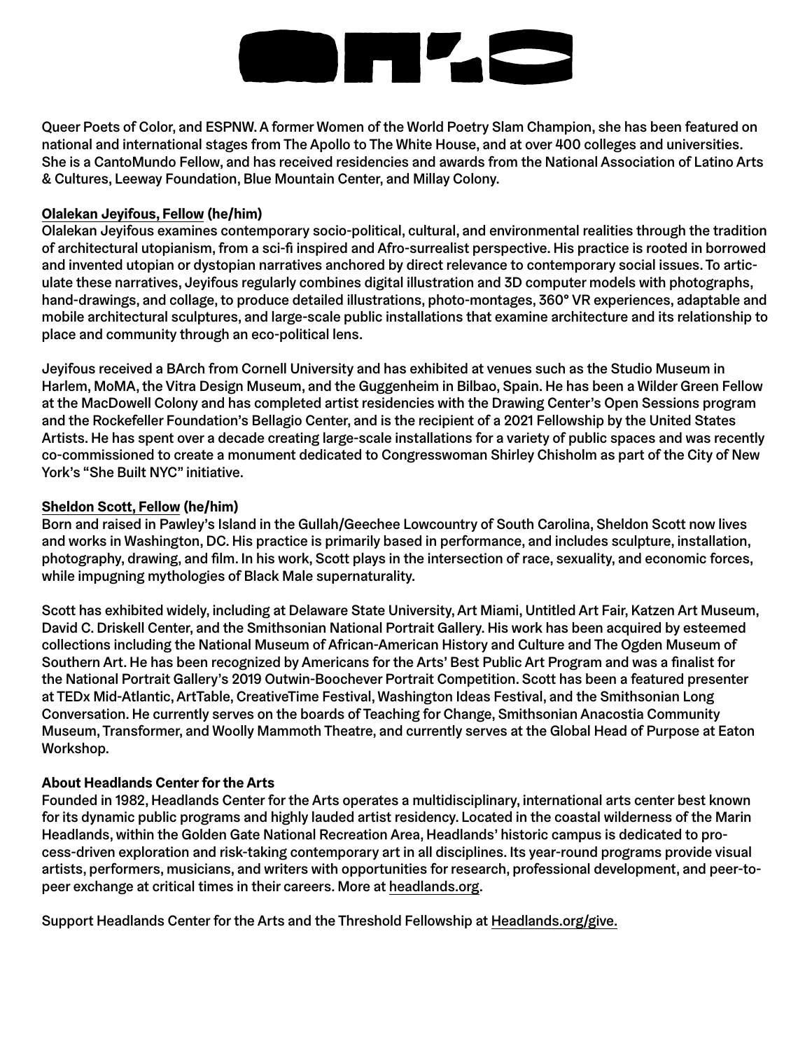Queer Poets of Color, and ESPNW. A former Women of the World Poetry Slam Champion, she has been featured on national and international stages from The Apollo to The White House, and at over 400 colleges and universities. She is a CantoMundo Fellow, and has received residencies and awards from the National Association of Latino Arts & Cultures, Leeway Foundation, Blue Mountain Center, and Millay Colony.

**Olalekan Jeyifous, Fellow (he/him)**
Olalekan Jeyifous examines contemporary socio-political, cultural, and environmental realities through the tradition of architectural utopianism, from a sci-fi inspired and Afro-surrealist perspective. His practice is rooted in borrowed and invented utopian or dystopian narratives anchored by direct relevance to contemporary social issues. To articulate these narratives, Jeyifous regularly combines digital illustration and 3D computer models with photographs, hand-drawings, and collage, to produce detailed illustrations, photo-montages, 360° VR experiences, adaptable and mobile architectural sculptures, and large-scale public installations that examine architecture and its relationship to place and community through an eco-political lens.

Jeyifous received a BArch from Cornell University and has exhibited at venues such as the Studio Museum in Harlem, MoMA, the Vitra Design Museum, and the Guggenheim in Bilbao, Spain. He has been a Wilder Green Fellow at the MacDowell Colony and has completed artist residencies with the Drawing Center's Open Sessions program and the Rockefeller Foundation's Bellagio Center, and is the recipient of a 2021 Fellowship by the United States Artists. He has spent over a decade creating large-scale installations for a variety of public spaces and was recently co-commissioned to create a monument dedicated to Congresswoman Shirley Chisholm as part of the City of New York's "She Built NYC" initiative.

**Sheldon Scott, Fellow (he/him)**
Born and raised in Pawley's Island in the Gullah/Geechee Lowcountry of South Carolina, Sheldon Scott now lives and works in Washington, DC. His practice is primarily based in performance, and includes sculpture, installation, photography, drawing, and film. In his work, Scott plays in the intersection of race, sexuality, and economic forces, while impugning mythologies of Black Male supernaturality.

Scott has exhibited widely, including at Delaware State University, Art Miami, Untitled Art Fair, Katzen Art Museum, David C. Driskell Center, and the Smithsonian National Portrait Gallery. His work has been acquired by esteemed collections including the National Museum of African-American History and Culture and The Ogden Museum of Southern Art. He has been recognized by Americans for the Arts' Best Public Art Program and was a finalist for the National Portrait Gallery's 2019 Outwin-Boochever Portrait Competition. Scott has been a featured presenter at TEDx Mid-Atlantic, ArtTable, CreativeTime Festival, Washington Ideas Festival, and the Smithsonian Long Conversation. He currently serves on the boards of Teaching for Change, Smithsonian Anacostia Community Museum, Transformer, and Woolly Mammoth Theatre, and currently serves at the Global Head of Purpose at Eaton Workshop.

**About Headlands Center for the Arts**
Founded in 1982, Headlands Center for the Arts operates a multidisciplinary, international arts center best known for its dynamic public programs and highly lauded artist residency. Located in the coastal wilderness of the Marin Headlands, within the Golden Gate National Recreation Area, Headlands' historic campus is dedicated to process-driven exploration and risk-taking contemporary art in all disciplines. Its year-round programs provide visual artists, performers, musicians, and writers with opportunities for research, professional development, and peer-to-peer exchange at critical times in their careers. More at headlands.org.

Support Headlands Center for the Arts and the Threshold Fellowship at Headlands.org/give.